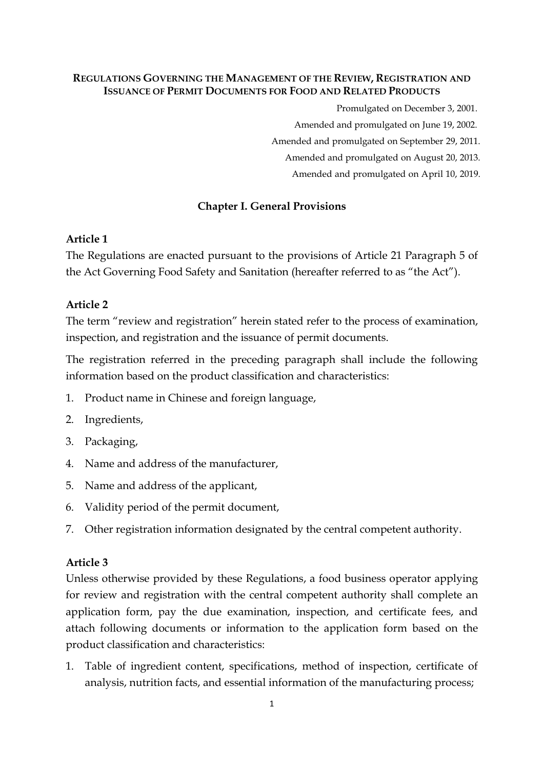# REGULATIONS GOVERNING THE MANAGEMENT OF THE REVIEW, REGISTRATION AND ISSUANCE OF PERMIT DOCUMENTS FOR FOOD AND RELATED PRODUCTS

Promulgated on December 3, 2001.

Amended and promulgated on June 19, 2002.

Amended and promulgated on September 29, 2011.

Amended and promulgated on August 20, 2013.

Amended and promulgated on April 10, 2019.

## Chapter I. General Provisions

### Article 1

The Regulations are enacted pursuant to the provisions of Article 21 Paragraph 5 of the Act Governing Food Safety and Sanitation (hereafter referred to as "the Act").

### Article 2

The term "review and registration" herein stated refer to the process of examination, inspection, and registration and the issuance of permit documents.

The registration referred in the preceding paragraph shall include the following information based on the product classification and characteristics:

1. Product name in Chinese and foreign language,
2. Ingredients,
3. Packaging,
4. Name and address of the manufacturer,
5. Name and address of the applicant,
6. Validity period of the permit document,
7. Other registration information designated by the central competent authority.

### Article 3

Unless otherwise provided by these Regulations, a food business operator applying for review and registration with the central competent authority shall complete an application form, pay the due examination, inspection, and certificate fees, and attach following documents or information to the application form based on the product classification and characteristics:

1. Table of ingredient content, specifications, method of inspection, certificate of analysis, nutrition facts, and essential information of the manufacturing process;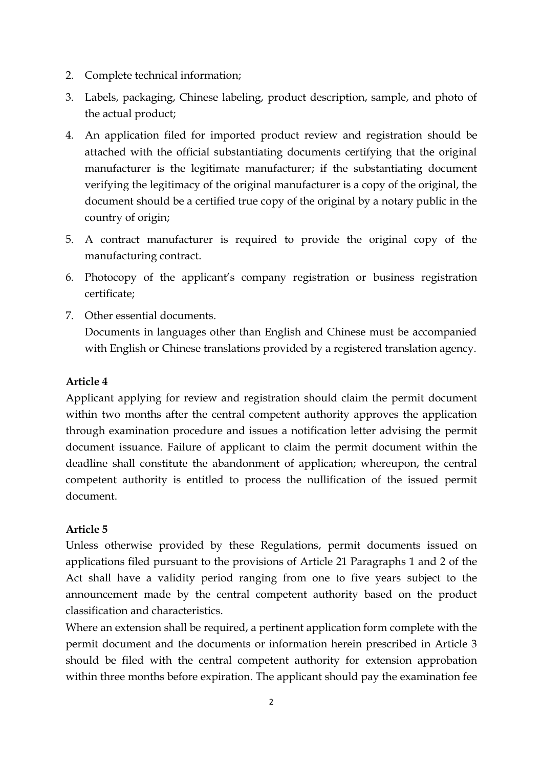2. Complete technical information;
3. Labels, packaging, Chinese labeling, product description, sample, and photo of the actual product;
4. An application filed for imported product review and registration should be attached with the official substantiating documents certifying that the original manufacturer is the legitimate manufacturer; if the substantiating document verifying the legitimacy of the original manufacturer is a copy of the original, the document should be a certified true copy of the original by a notary public in the country of origin;
5. A contract manufacturer is required to provide the original copy of the manufacturing contract.
6. Photocopy of the applicant's company registration or business registration certificate;
7. Other essential documents.

   Documents in languages other than English and Chinese must be accompanied with English or Chinese translations provided by a registered translation agency.

**Article 4**

Applicant applying for review and registration should claim the permit document within two months after the central competent authority approves the application through examination procedure and issues a notification letter advising the permit document issuance. Failure of applicant to claim the permit document within the deadline shall constitute the abandonment of application; whereupon, the central competent authority is entitled to process the nullification of the issued permit document.

**Article 5**

Unless otherwise provided by these Regulations, permit documents issued on applications filed pursuant to the provisions of Article 21 Paragraphs 1 and 2 of the Act shall have a validity period ranging from one to five years subject to the announcement made by the central competent authority based on the product classification and characteristics.

Where an extension shall be required, a pertinent application form complete with the permit document and the documents or information herein prescribed in Article 3 should be filed with the central competent authority for extension approbation within three months before expiration. The applicant should pay the examination fee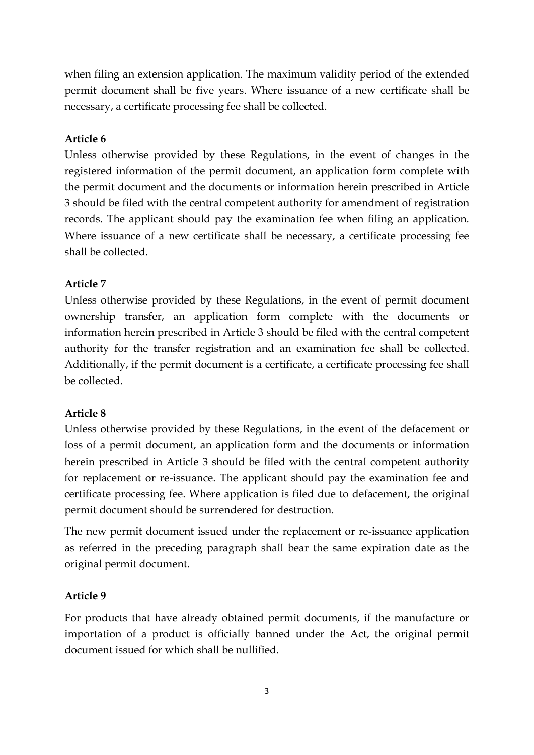when filing an extension application. The maximum validity period of the extended permit document shall be five years. Where issuance of a new certificate shall be necessary, a certificate processing fee shall be collected.

**Article 6**

Unless otherwise provided by these Regulations, in the event of changes in the registered information of the permit document, an application form complete with the permit document and the documents or information herein prescribed in Article 3 should be filed with the central competent authority for amendment of registration records. The applicant should pay the examination fee when filing an application. Where issuance of a new certificate shall be necessary, a certificate processing fee shall be collected.

**Article 7**

Unless otherwise provided by these Regulations, in the event of permit document ownership transfer, an application form complete with the documents or information herein prescribed in Article 3 should be filed with the central competent authority for the transfer registration and an examination fee shall be collected. Additionally, if the permit document is a certificate, a certificate processing fee shall be collected.

**Article 8**

Unless otherwise provided by these Regulations, in the event of the defacement or loss of a permit document, an application form and the documents or information herein prescribed in Article 3 should be filed with the central competent authority for replacement or re-issuance. The applicant should pay the examination fee and certificate processing fee. Where application is filed due to defacement, the original permit document should be surrendered for destruction.

The new permit document issued under the replacement or re-issuance application as referred in the preceding paragraph shall bear the same expiration date as the original permit document.

**Article 9**

For products that have already obtained permit documents, if the manufacture or importation of a product is officially banned under the Act, the original permit document issued for which shall be nullified.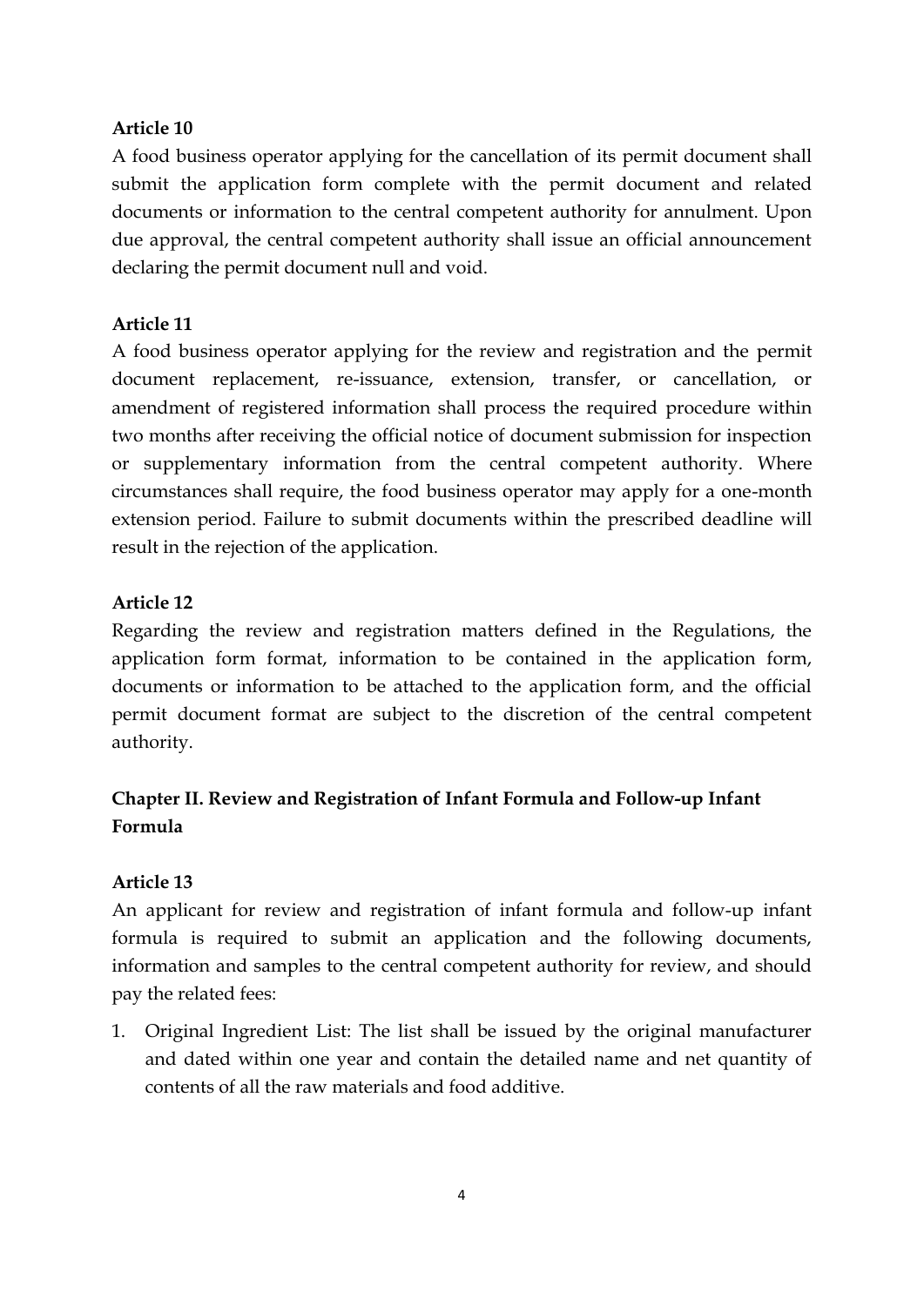**Article 10**

A food business operator applying for the cancellation of its permit document shall submit the application form complete with the permit document and related documents or information to the central competent authority for annulment. Upon due approval, the central competent authority shall issue an official announcement declaring the permit document null and void.

**Article 11**

A food business operator applying for the review and registration and the permit document replacement, re-issuance, extension, transfer, or cancellation, or amendment of registered information shall process the required procedure within two months after receiving the official notice of document submission for inspection or supplementary information from the central competent authority. Where circumstances shall require, the food business operator may apply for a one-month extension period. Failure to submit documents within the prescribed deadline will result in the rejection of the application.

**Article 12**

Regarding the review and registration matters defined in the Regulations, the application form format, information to be contained in the application form, documents or information to be attached to the application form, and the official permit document format are subject to the discretion of the central competent authority.

## Chapter II. Review and Registration of Infant Formula and Follow-up Infant Formula

**Article 13**

An applicant for review and registration of infant formula and follow-up infant formula is required to submit an application and the following documents, information and samples to the central competent authority for review, and should pay the related fees:

1. Original Ingredient List: The list shall be issued by the original manufacturer and dated within one year and contain the detailed name and net quantity of contents of all the raw materials and food additive.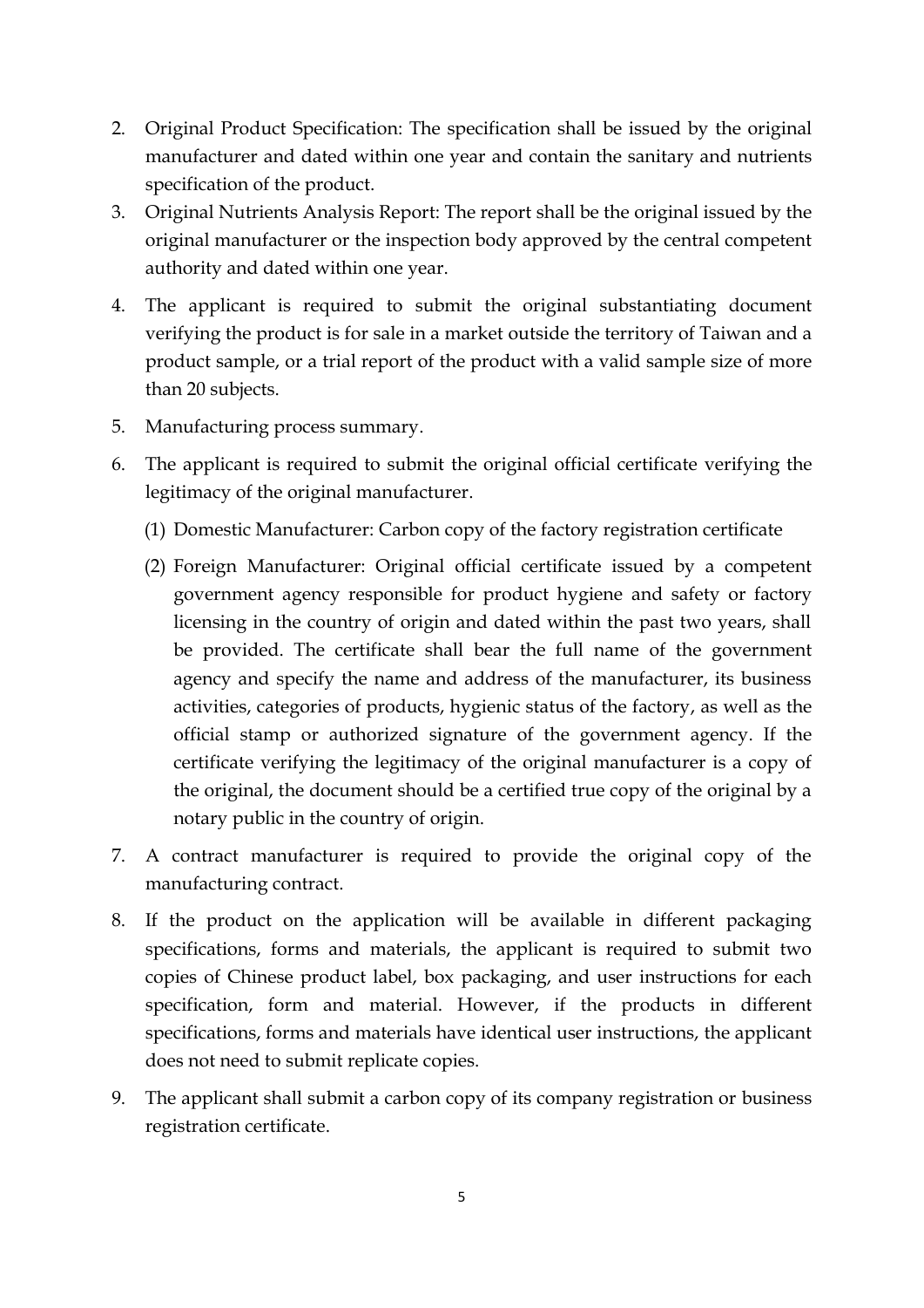2. Original Product Specification: The specification shall be issued by the original manufacturer and dated within one year and contain the sanitary and nutrients specification of the product.
3. Original Nutrients Analysis Report: The report shall be the original issued by the original manufacturer or the inspection body approved by the central competent authority and dated within one year.
4. The applicant is required to submit the original substantiating document verifying the product is for sale in a market outside the territory of Taiwan and a product sample, or a trial report of the product with a valid sample size of more than 20 subjects.
5. Manufacturing process summary.
6. The applicant is required to submit the original official certificate verifying the legitimacy of the original manufacturer.
   (1) Domestic Manufacturer: Carbon copy of the factory registration certificate
   (2) Foreign Manufacturer: Original official certificate issued by a competent government agency responsible for product hygiene and safety or factory licensing in the country of origin and dated within the past two years, shall be provided. The certificate shall bear the full name of the government agency and specify the name and address of the manufacturer, its business activities, categories of products, hygienic status of the factory, as well as the official stamp or authorized signature of the government agency. If the certificate verifying the legitimacy of the original manufacturer is a copy of the original, the document should be a certified true copy of the original by a notary public in the country of origin.
7. A contract manufacturer is required to provide the original copy of the manufacturing contract.
8. If the product on the application will be available in different packaging specifications, forms and materials, the applicant is required to submit two copies of Chinese product label, box packaging, and user instructions for each specification, form and material. However, if the products in different specifications, forms and materials have identical user instructions, the applicant does not need to submit replicate copies.
9. The applicant shall submit a carbon copy of its company registration or business registration certificate.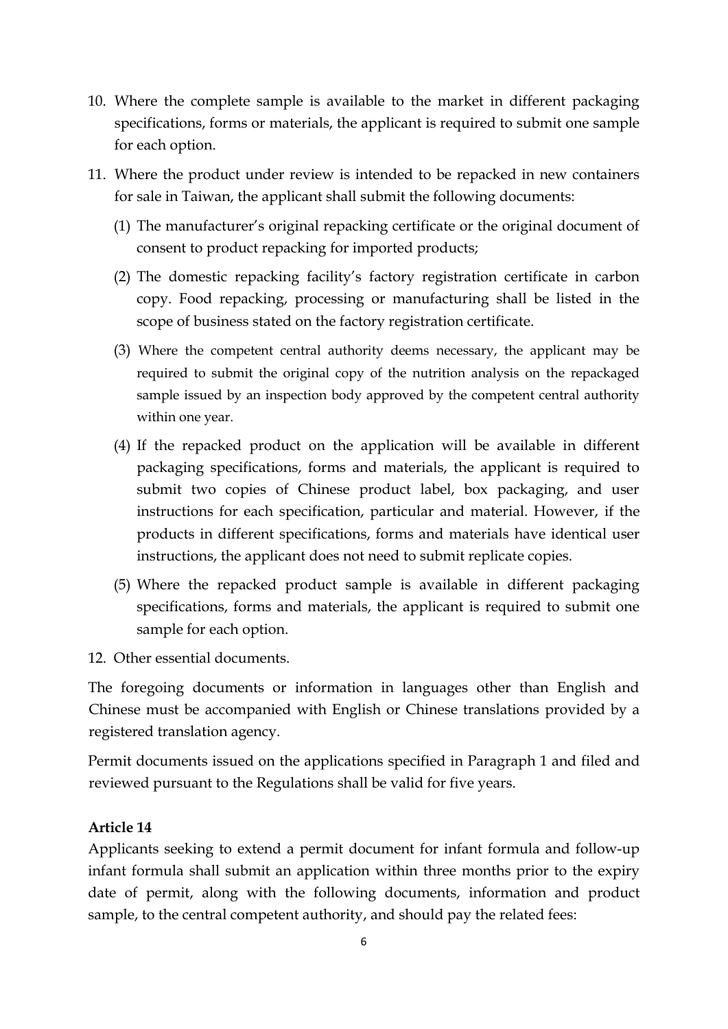10. Where the complete sample is available to the market in different packaging specifications, forms or materials, the applicant is required to submit one sample for each option.

11. Where the product under review is intended to be repacked in new containers for sale in Taiwan, the applicant shall submit the following documents:

    (1) The manufacturer's original repacking certificate or the original document of consent to product repacking for imported products;

    (2) The domestic repacking facility's factory registration certificate in carbon copy. Food repacking, processing or manufacturing shall be listed in the scope of business stated on the factory registration certificate.

    (3) Where the competent central authority deems necessary, the applicant may be required to submit the original copy of the nutrition analysis on the repackaged sample issued by an inspection body approved by the competent central authority within one year.

    (4) If the repacked product on the application will be available in different packaging specifications, forms and materials, the applicant is required to submit two copies of Chinese product label, box packaging, and user instructions for each specification, particular and material. However, if the products in different specifications, forms and materials have identical user instructions, the applicant does not need to submit replicate copies.

    (5) Where the repacked product sample is available in different packaging specifications, forms and materials, the applicant is required to submit one sample for each option.

12. Other essential documents.

The foregoing documents or information in languages other than English and Chinese must be accompanied with English or Chinese translations provided by a registered translation agency.

Permit documents issued on the applications specified in Paragraph 1 and filed and reviewed pursuant to the Regulations shall be valid for five years.

**Article 14**

Applicants seeking to extend a permit document for infant formula and follow-up infant formula shall submit an application within three months prior to the expiry date of permit, along with the following documents, information and product sample, to the central competent authority, and should pay the related fees: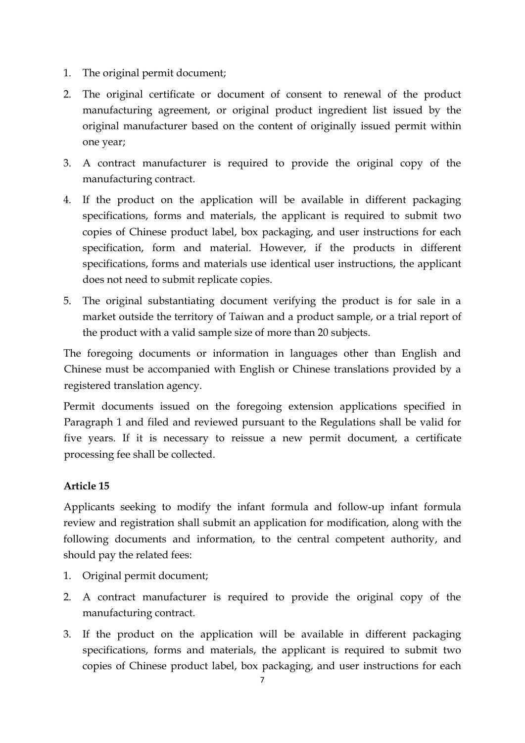1. The original permit document;
2. The original certificate or document of consent to renewal of the product manufacturing agreement, or original product ingredient list issued by the original manufacturer based on the content of originally issued permit within one year;
3. A contract manufacturer is required to provide the original copy of the manufacturing contract.
4. If the product on the application will be available in different packaging specifications, forms and materials, the applicant is required to submit two copies of Chinese product label, box packaging, and user instructions for each specification, form and material. However, if the products in different specifications, forms and materials use identical user instructions, the applicant does not need to submit replicate copies.
5. The original substantiating document verifying the product is for sale in a market outside the territory of Taiwan and a product sample, or a trial report of the product with a valid sample size of more than 20 subjects.

The foregoing documents or information in languages other than English and Chinese must be accompanied with English or Chinese translations provided by a registered translation agency.

Permit documents issued on the foregoing extension applications specified in Paragraph 1 and filed and reviewed pursuant to the Regulations shall be valid for five years. If it is necessary to reissue a new permit document, a certificate processing fee shall be collected.

**Article 15**

Applicants seeking to modify the infant formula and follow-up infant formula review and registration shall submit an application for modification, along with the following documents and information, to the central competent authority, and should pay the related fees:

1. Original permit document;
2. A contract manufacturer is required to provide the original copy of the manufacturing contract.
3. If the product on the application will be available in different packaging specifications, forms and materials, the applicant is required to submit two copies of Chinese product label, box packaging, and user instructions for each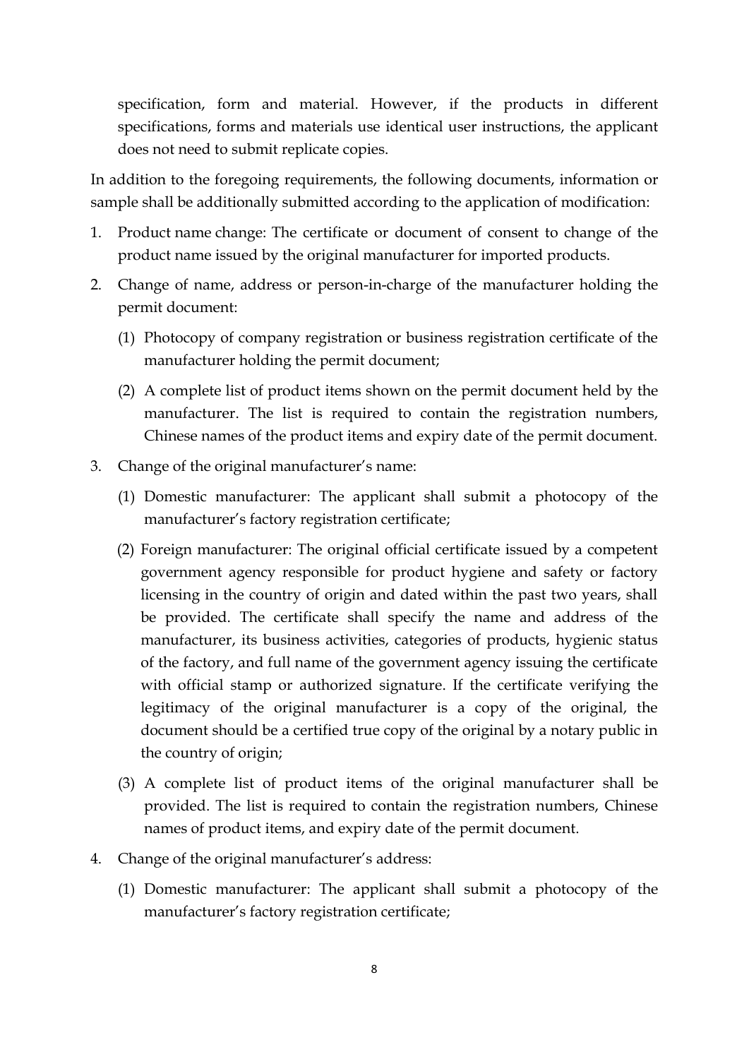specification, form and material. However, if the products in different specifications, forms and materials use identical user instructions, the applicant does not need to submit replicate copies.

In addition to the foregoing requirements, the following documents, information or sample shall be additionally submitted according to the application of modification:

1. Product name change: The certificate or document of consent to change of the product name issued by the original manufacturer for imported products.
2. Change of name, address or person-in-charge of the manufacturer holding the permit document:
   (1) Photocopy of company registration or business registration certificate of the manufacturer holding the permit document;
   (2) A complete list of product items shown on the permit document held by the manufacturer. The list is required to contain the registration numbers, Chinese names of the product items and expiry date of the permit document.
3. Change of the original manufacturer's name:
   (1) Domestic manufacturer: The applicant shall submit a photocopy of the manufacturer's factory registration certificate;
   (2) Foreign manufacturer: The original official certificate issued by a competent government agency responsible for product hygiene and safety or factory licensing in the country of origin and dated within the past two years, shall be provided. The certificate shall specify the name and address of the manufacturer, its business activities, categories of products, hygienic status of the factory, and full name of the government agency issuing the certificate with official stamp or authorized signature. If the certificate verifying the legitimacy of the original manufacturer is a copy of the original, the document should be a certified true copy of the original by a notary public in the country of origin;
   (3) A complete list of product items of the original manufacturer shall be provided. The list is required to contain the registration numbers, Chinese names of product items, and expiry date of the permit document.
4. Change of the original manufacturer's address:
   (1) Domestic manufacturer: The applicant shall submit a photocopy of the manufacturer's factory registration certificate;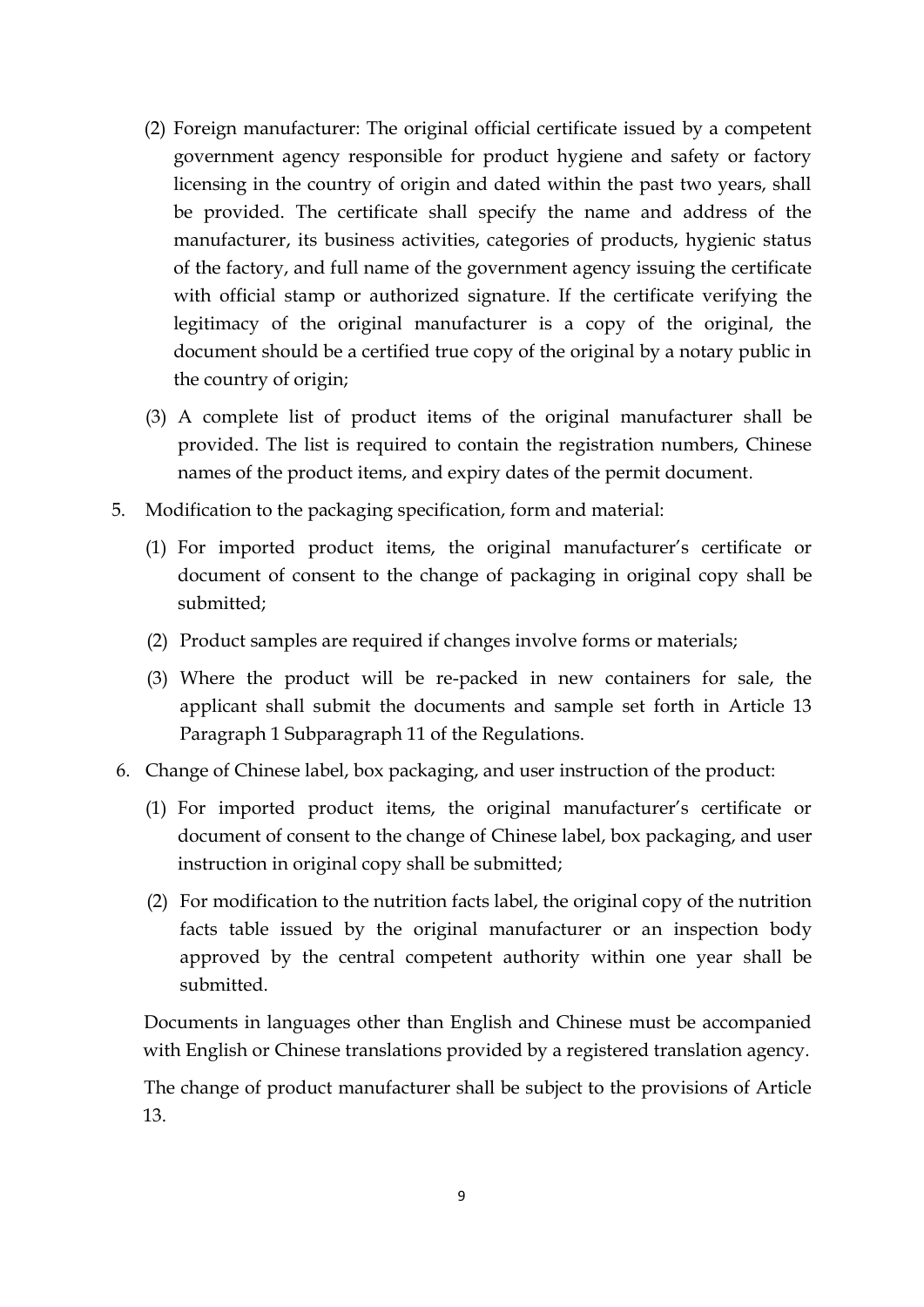(2) Foreign manufacturer: The original official certificate issued by a competent government agency responsible for product hygiene and safety or factory licensing in the country of origin and dated within the past two years, shall be provided. The certificate shall specify the name and address of the manufacturer, its business activities, categories of products, hygienic status of the factory, and full name of the government agency issuing the certificate with official stamp or authorized signature. If the certificate verifying the legitimacy of the original manufacturer is a copy of the original, the document should be a certified true copy of the original by a notary public in the country of origin;

(3) A complete list of product items of the original manufacturer shall be provided. The list is required to contain the registration numbers, Chinese names of the product items, and expiry dates of the permit document.

5. Modification to the packaging specification, form and material:

   (1) For imported product items, the original manufacturer's certificate or document of consent to the change of packaging in original copy shall be submitted;

   (2) Product samples are required if changes involve forms or materials;

   (3) Where the product will be re-packed in new containers for sale, the applicant shall submit the documents and sample set forth in Article 13 Paragraph 1 Subparagraph 11 of the Regulations.

6. Change of Chinese label, box packaging, and user instruction of the product:

   (1) For imported product items, the original manufacturer's certificate or document of consent to the change of Chinese label, box packaging, and user instruction in original copy shall be submitted;

   (2) For modification to the nutrition facts label, the original copy of the nutrition facts table issued by the original manufacturer or an inspection body approved by the central competent authority within one year shall be submitted.

Documents in languages other than English and Chinese must be accompanied with English or Chinese translations provided by a registered translation agency.

The change of product manufacturer shall be subject to the provisions of Article 13.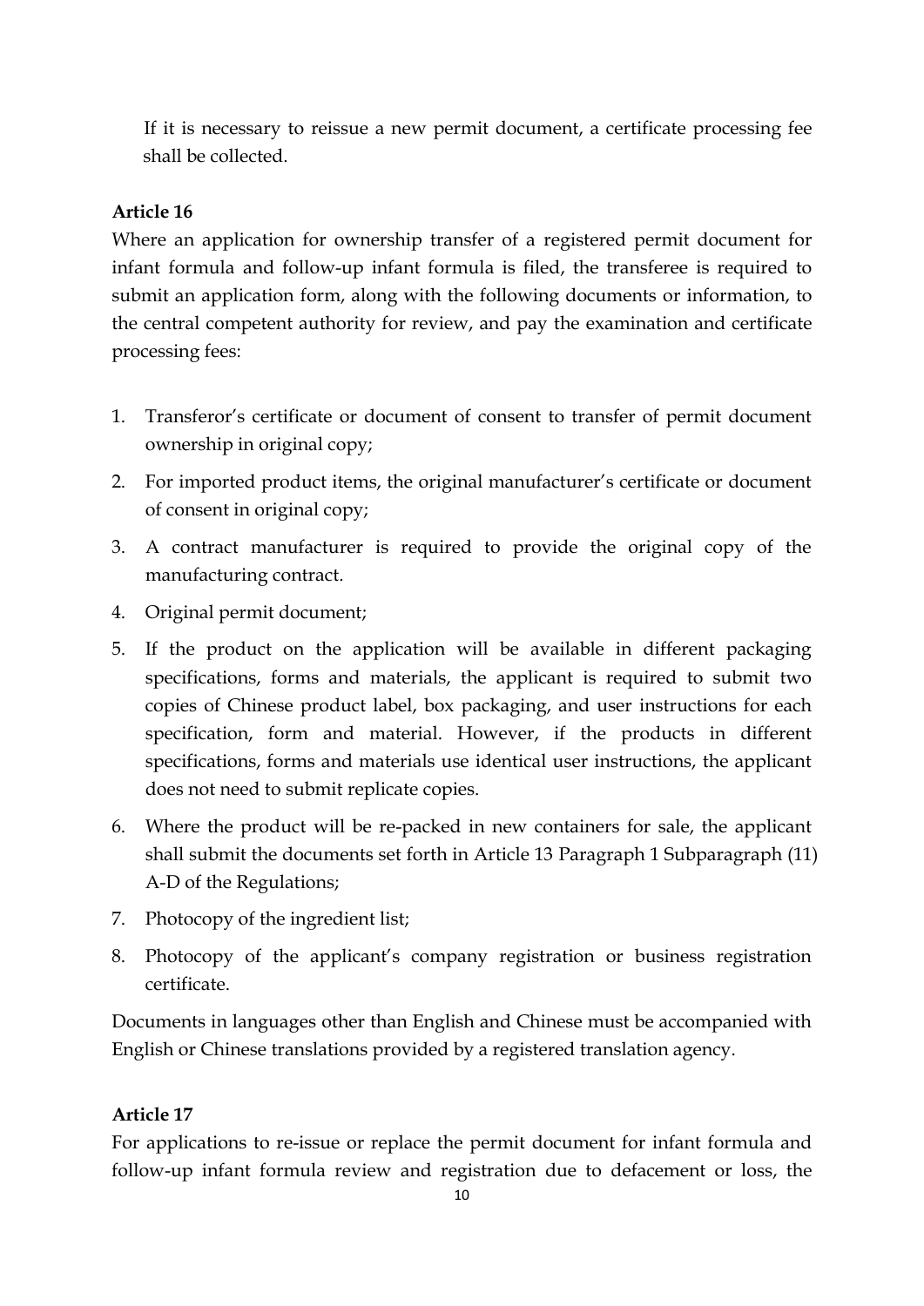If it is necessary to reissue a new permit document, a certificate processing fee shall be collected.

**Article 16**

Where an application for ownership transfer of a registered permit document for infant formula and follow-up infant formula is filed, the transferee is required to submit an application form, along with the following documents or information, to the central competent authority for review, and pay the examination and certificate processing fees:

1. Transferor's certificate or document of consent to transfer of permit document ownership in original copy;
2. For imported product items, the original manufacturer's certificate or document of consent in original copy;
3. A contract manufacturer is required to provide the original copy of the manufacturing contract.
4. Original permit document;
5. If the product on the application will be available in different packaging specifications, forms and materials, the applicant is required to submit two copies of Chinese product label, box packaging, and user instructions for each specification, form and material. However, if the products in different specifications, forms and materials use identical user instructions, the applicant does not need to submit replicate copies.
6. Where the product will be re-packed in new containers for sale, the applicant shall submit the documents set forth in Article 13 Paragraph 1 Subparagraph (11) A-D of the Regulations;
7. Photocopy of the ingredient list;
8. Photocopy of the applicant's company registration or business registration certificate.

Documents in languages other than English and Chinese must be accompanied with English or Chinese translations provided by a registered translation agency.

**Article 17**

For applications to re-issue or replace the permit document for infant formula and follow-up infant formula review and registration due to defacement or loss, the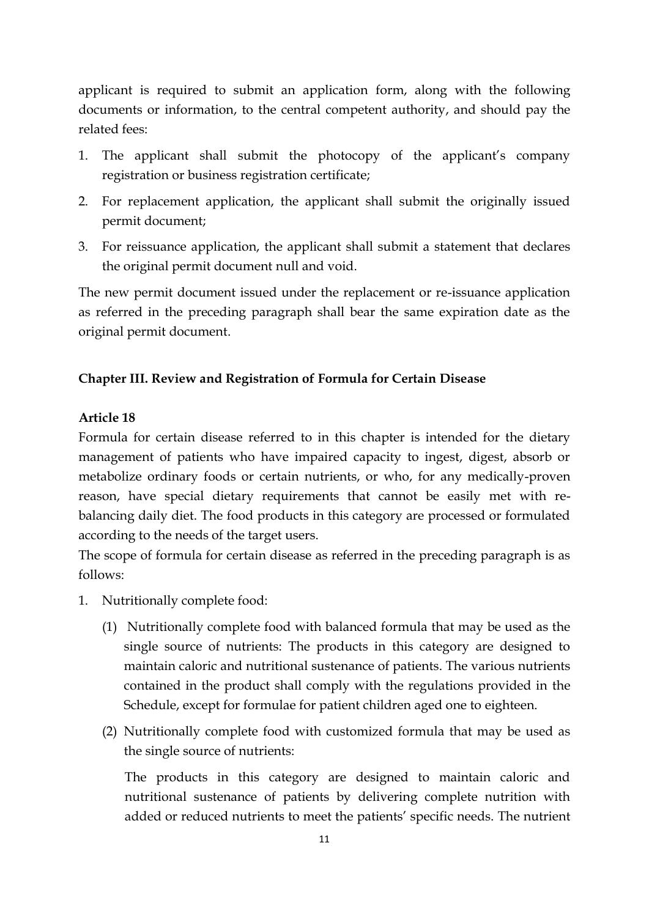applicant is required to submit an application form, along with the following documents or information, to the central competent authority, and should pay the related fees:

1. The applicant shall submit the photocopy of the applicant's company registration or business registration certificate;
2. For replacement application, the applicant shall submit the originally issued permit document;
3. For reissuance application, the applicant shall submit a statement that declares the original permit document null and void.

The new permit document issued under the replacement or re-issuance application as referred in the preceding paragraph shall bear the same expiration date as the original permit document.

## Chapter III. Review and Registration of Formula for Certain Disease

### Article 18

Formula for certain disease referred to in this chapter is intended for the dietary management of patients who have impaired capacity to ingest, digest, absorb or metabolize ordinary foods or certain nutrients, or who, for any medically-proven reason, have special dietary requirements that cannot be easily met with re-balancing daily diet. The food products in this category are processed or formulated according to the needs of the target users.

The scope of formula for certain disease as referred in the preceding paragraph is as follows:

1. Nutritionally complete food:
   (1) Nutritionally complete food with balanced formula that may be used as the single source of nutrients: The products in this category are designed to maintain caloric and nutritional sustenance of patients. The various nutrients contained in the product shall comply with the regulations provided in the Schedule, except for formulae for patient children aged one to eighteen.
   (2) Nutritionally complete food with customized formula that may be used as the single source of nutrients:

   The products in this category are designed to maintain caloric and nutritional sustenance of patients by delivering complete nutrition with added or reduced nutrients to meet the patients' specific needs. The nutrient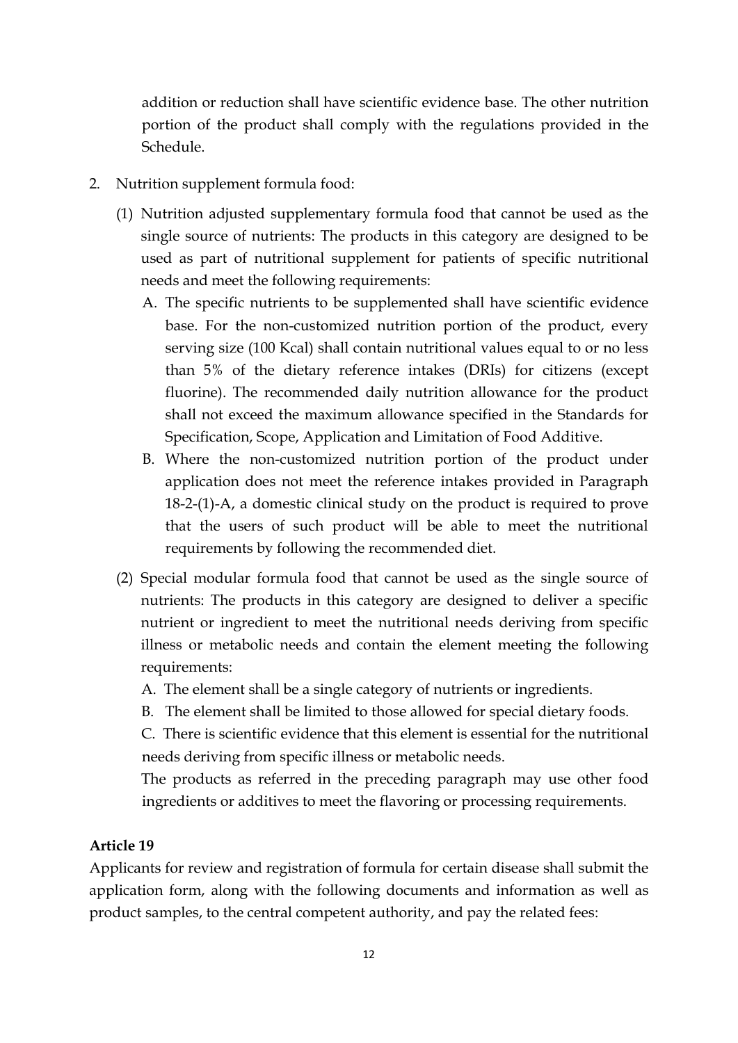addition or reduction shall have scientific evidence base. The other nutrition portion of the product shall comply with the regulations provided in the Schedule.

2. Nutrition supplement formula food:

   (1) Nutrition adjusted supplementary formula food that cannot be used as the single source of nutrients: The products in this category are designed to be used as part of nutritional supplement for patients of specific nutritional needs and meet the following requirements:

      A. The specific nutrients to be supplemented shall have scientific evidence base. For the non-customized nutrition portion of the product, every serving size (100 Kcal) shall contain nutritional values equal to or no less than 5% of the dietary reference intakes (DRIs) for citizens (except fluorine). The recommended daily nutrition allowance for the product shall not exceed the maximum allowance specified in the Standards for Specification, Scope, Application and Limitation of Food Additive.

      B. Where the non-customized nutrition portion of the product under application does not meet the reference intakes provided in Paragraph 18-2-(1)-A, a domestic clinical study on the product is required to prove that the users of such product will be able to meet the nutritional requirements by following the recommended diet.

   (2) Special modular formula food that cannot be used as the single source of nutrients: The products in this category are designed to deliver a specific nutrient or ingredient to meet the nutritional needs deriving from specific illness or metabolic needs and contain the element meeting the following requirements:

      A. The element shall be a single category of nutrients or ingredients.

      B. The element shall be limited to those allowed for special dietary foods.

      C. There is scientific evidence that this element is essential for the nutritional needs deriving from specific illness or metabolic needs.

      The products as referred in the preceding paragraph may use other food ingredients or additives to meet the flavoring or processing requirements.

**Article 19**

Applicants for review and registration of formula for certain disease shall submit the application form, along with the following documents and information as well as product samples, to the central competent authority, and pay the related fees: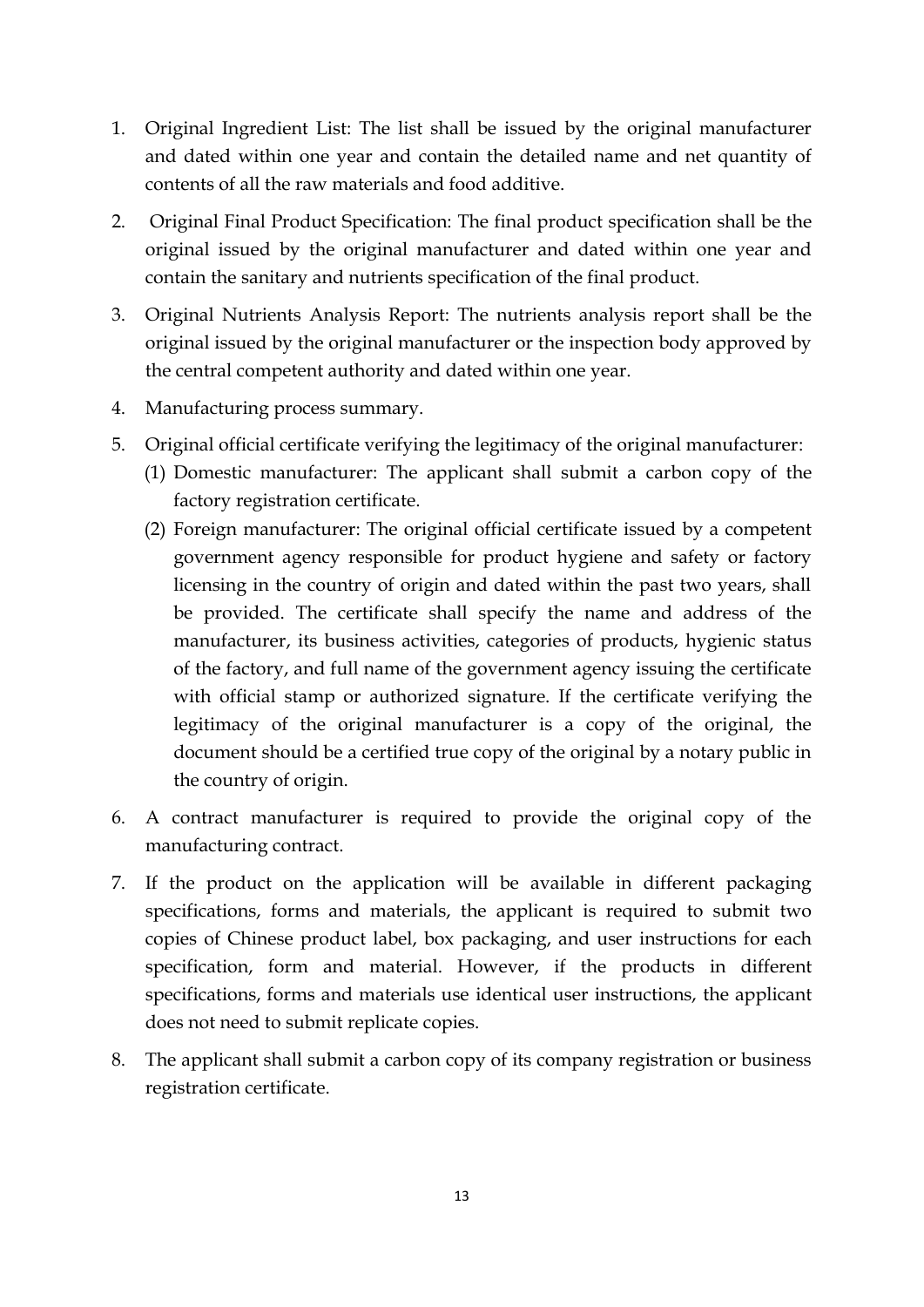1. Original Ingredient List: The list shall be issued by the original manufacturer and dated within one year and contain the detailed name and net quantity of contents of all the raw materials and food additive.
2. Original Final Product Specification: The final product specification shall be the original issued by the original manufacturer and dated within one year and contain the sanitary and nutrients specification of the final product.
3. Original Nutrients Analysis Report: The nutrients analysis report shall be the original issued by the original manufacturer or the inspection body approved by the central competent authority and dated within one year.
4. Manufacturing process summary.
5. Original official certificate verifying the legitimacy of the original manufacturer:
   (1) Domestic manufacturer: The applicant shall submit a carbon copy of the factory registration certificate.
   (2) Foreign manufacturer: The original official certificate issued by a competent government agency responsible for product hygiene and safety or factory licensing in the country of origin and dated within the past two years, shall be provided. The certificate shall specify the name and address of the manufacturer, its business activities, categories of products, hygienic status of the factory, and full name of the government agency issuing the certificate with official stamp or authorized signature. If the certificate verifying the legitimacy of the original manufacturer is a copy of the original, the document should be a certified true copy of the original by a notary public in the country of origin.
6. A contract manufacturer is required to provide the original copy of the manufacturing contract.
7. If the product on the application will be available in different packaging specifications, forms and materials, the applicant is required to submit two copies of Chinese product label, box packaging, and user instructions for each specification, form and material. However, if the products in different specifications, forms and materials use identical user instructions, the applicant does not need to submit replicate copies.
8. The applicant shall submit a carbon copy of its company registration or business registration certificate.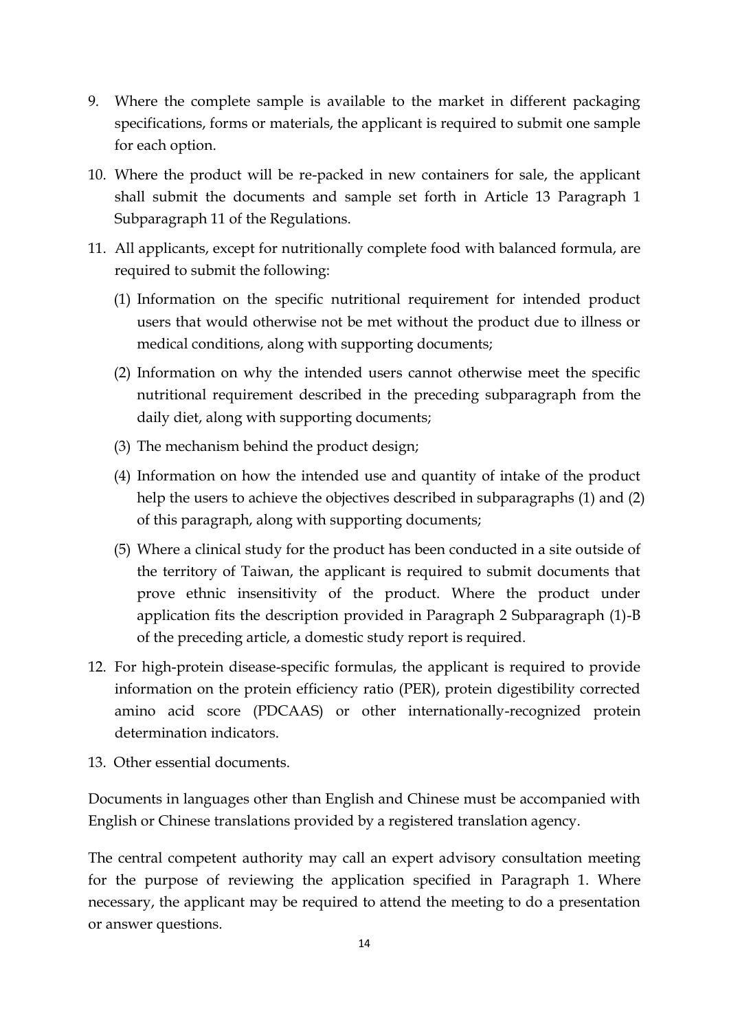9. Where the complete sample is available to the market in different packaging specifications, forms or materials, the applicant is required to submit one sample for each option.
10. Where the product will be re-packed in new containers for sale, the applicant shall submit the documents and sample set forth in Article 13 Paragraph 1 Subparagraph 11 of the Regulations.
11. All applicants, except for nutritionally complete food with balanced formula, are required to submit the following:
    (1) Information on the specific nutritional requirement for intended product users that would otherwise not be met without the product due to illness or medical conditions, along with supporting documents;
    (2) Information on why the intended users cannot otherwise meet the specific nutritional requirement described in the preceding subparagraph from the daily diet, along with supporting documents;
    (3) The mechanism behind the product design;
    (4) Information on how the intended use and quantity of intake of the product help the users to achieve the objectives described in subparagraphs (1) and (2) of this paragraph, along with supporting documents;
    (5) Where a clinical study for the product has been conducted in a site outside of the territory of Taiwan, the applicant is required to submit documents that prove ethnic insensitivity of the product. Where the product under application fits the description provided in Paragraph 2 Subparagraph (1)-B of the preceding article, a domestic study report is required.
12. For high-protein disease-specific formulas, the applicant is required to provide information on the protein efficiency ratio (PER), protein digestibility corrected amino acid score (PDCAAS) or other internationally-recognized protein determination indicators.
13. Other essential documents.

Documents in languages other than English and Chinese must be accompanied with English or Chinese translations provided by a registered translation agency.

The central competent authority may call an expert advisory consultation meeting for the purpose of reviewing the application specified in Paragraph 1. Where necessary, the applicant may be required to attend the meeting to do a presentation or answer questions.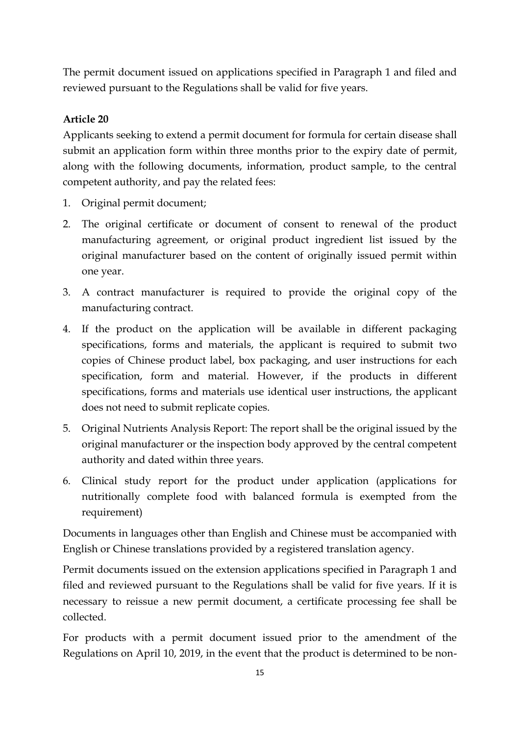The permit document issued on applications specified in Paragraph 1 and filed and reviewed pursuant to the Regulations shall be valid for five years.

**Article 20**

Applicants seeking to extend a permit document for formula for certain disease shall submit an application form within three months prior to the expiry date of permit, along with the following documents, information, product sample, to the central competent authority, and pay the related fees:

1. Original permit document;
2. The original certificate or document of consent to renewal of the product manufacturing agreement, or original product ingredient list issued by the original manufacturer based on the content of originally issued permit within one year.
3. A contract manufacturer is required to provide the original copy of the manufacturing contract.
4. If the product on the application will be available in different packaging specifications, forms and materials, the applicant is required to submit two copies of Chinese product label, box packaging, and user instructions for each specification, form and material. However, if the products in different specifications, forms and materials use identical user instructions, the applicant does not need to submit replicate copies.
5. Original Nutrients Analysis Report: The report shall be the original issued by the original manufacturer or the inspection body approved by the central competent authority and dated within three years.
6. Clinical study report for the product under application (applications for nutritionally complete food with balanced formula is exempted from the requirement)

Documents in languages other than English and Chinese must be accompanied with English or Chinese translations provided by a registered translation agency.

Permit documents issued on the extension applications specified in Paragraph 1 and filed and reviewed pursuant to the Regulations shall be valid for five years. If it is necessary to reissue a new permit document, a certificate processing fee shall be collected.

For products with a permit document issued prior to the amendment of the Regulations on April 10, 2019, in the event that the product is determined to be non-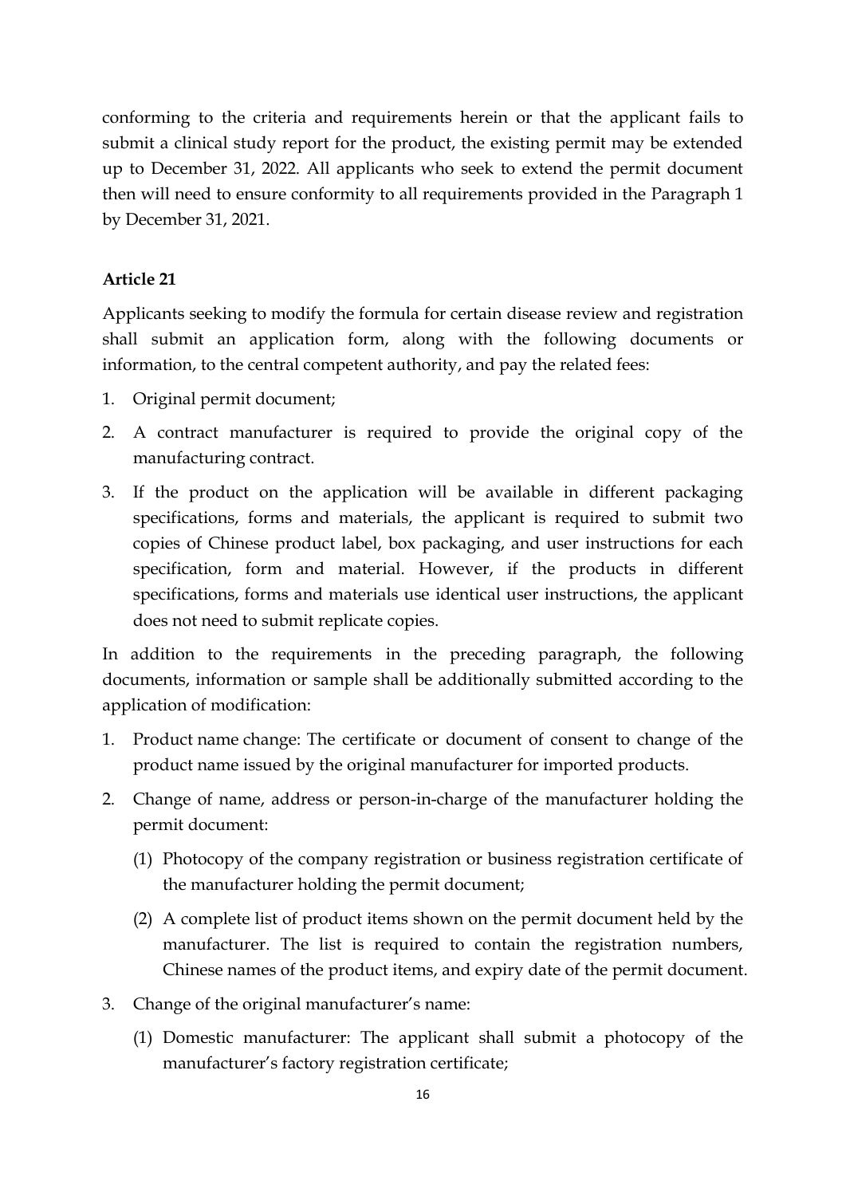conforming to the criteria and requirements herein or that the applicant fails to submit a clinical study report for the product, the existing permit may be extended up to December 31, 2022. All applicants who seek to extend the permit document then will need to ensure conformity to all requirements provided in the Paragraph 1 by December 31, 2021.

**Article 21**

Applicants seeking to modify the formula for certain disease review and registration shall submit an application form, along with the following documents or information, to the central competent authority, and pay the related fees:

1. Original permit document;
2. A contract manufacturer is required to provide the original copy of the manufacturing contract.
3. If the product on the application will be available in different packaging specifications, forms and materials, the applicant is required to submit two copies of Chinese product label, box packaging, and user instructions for each specification, form and material. However, if the products in different specifications, forms and materials use identical user instructions, the applicant does not need to submit replicate copies.

In addition to the requirements in the preceding paragraph, the following documents, information or sample shall be additionally submitted according to the application of modification:

1. Product name change: The certificate or document of consent to change of the product name issued by the original manufacturer for imported products.
2. Change of name, address or person-in-charge of the manufacturer holding the permit document:
   (1) Photocopy of the company registration or business registration certificate of the manufacturer holding the permit document;
   (2) A complete list of product items shown on the permit document held by the manufacturer. The list is required to contain the registration numbers, Chinese names of the product items, and expiry date of the permit document.
3. Change of the original manufacturer's name:
   (1) Domestic manufacturer: The applicant shall submit a photocopy of the manufacturer's factory registration certificate;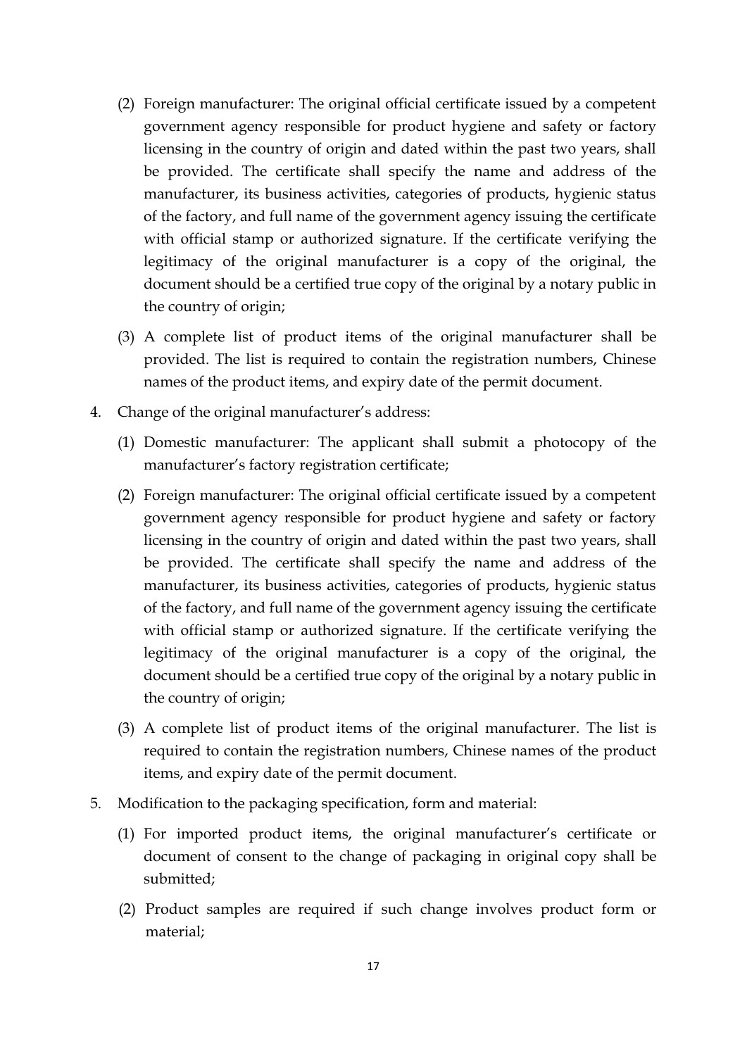(2) Foreign manufacturer: The original official certificate issued by a competent government agency responsible for product hygiene and safety or factory licensing in the country of origin and dated within the past two years, shall be provided. The certificate shall specify the name and address of the manufacturer, its business activities, categories of products, hygienic status of the factory, and full name of the government agency issuing the certificate with official stamp or authorized signature. If the certificate verifying the legitimacy of the original manufacturer is a copy of the original, the document should be a certified true copy of the original by a notary public in the country of origin;

(3) A complete list of product items of the original manufacturer shall be provided. The list is required to contain the registration numbers, Chinese names of the product items, and expiry date of the permit document.

4. Change of the original manufacturer's address:

(1) Domestic manufacturer: The applicant shall submit a photocopy of the manufacturer's factory registration certificate;

(2) Foreign manufacturer: The original official certificate issued by a competent government agency responsible for product hygiene and safety or factory licensing in the country of origin and dated within the past two years, shall be provided. The certificate shall specify the name and address of the manufacturer, its business activities, categories of products, hygienic status of the factory, and full name of the government agency issuing the certificate with official stamp or authorized signature. If the certificate verifying the legitimacy of the original manufacturer is a copy of the original, the document should be a certified true copy of the original by a notary public in the country of origin;

(3) A complete list of product items of the original manufacturer. The list is required to contain the registration numbers, Chinese names of the product items, and expiry date of the permit document.

5. Modification to the packaging specification, form and material:

(1) For imported product items, the original manufacturer's certificate or document of consent to the change of packaging in original copy shall be submitted;

(2) Product samples are required if such change involves product form or material;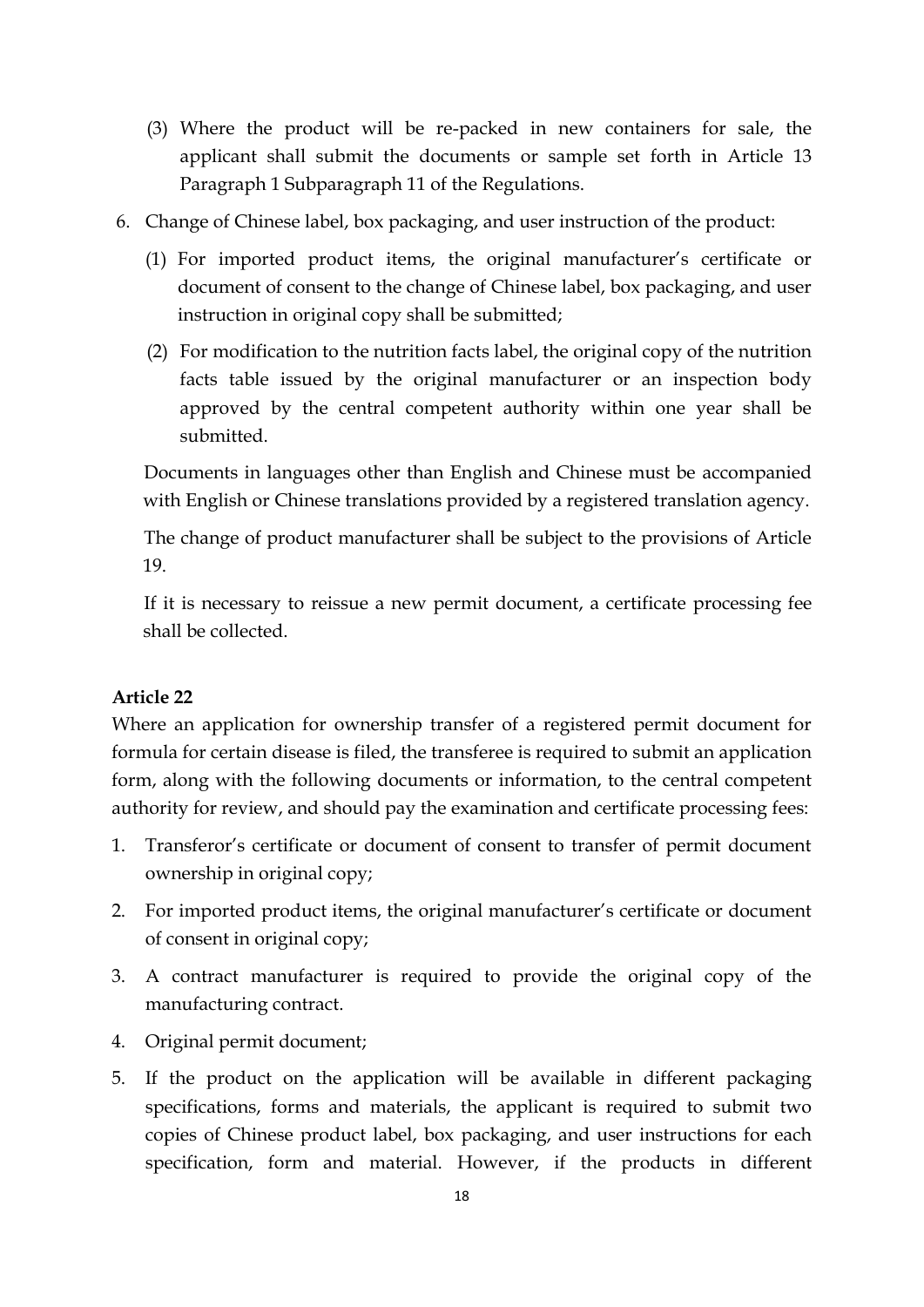(3) Where the product will be re-packed in new containers for sale, the applicant shall submit the documents or sample set forth in Article 13 Paragraph 1 Subparagraph 11 of the Regulations.

6. Change of Chinese label, box packaging, and user instruction of the product:

   (1) For imported product items, the original manufacturer's certificate or document of consent to the change of Chinese label, box packaging, and user instruction in original copy shall be submitted;

   (2) For modification to the nutrition facts label, the original copy of the nutrition facts table issued by the original manufacturer or an inspection body approved by the central competent authority within one year shall be submitted.

Documents in languages other than English and Chinese must be accompanied with English or Chinese translations provided by a registered translation agency.

The change of product manufacturer shall be subject to the provisions of Article 19.

If it is necessary to reissue a new permit document, a certificate processing fee shall be collected.

**Article 22**

Where an application for ownership transfer of a registered permit document for formula for certain disease is filed, the transferee is required to submit an application form, along with the following documents or information, to the central competent authority for review, and should pay the examination and certificate processing fees:

1. Transferor's certificate or document of consent to transfer of permit document ownership in original copy;
2. For imported product items, the original manufacturer's certificate or document of consent in original copy;
3. A contract manufacturer is required to provide the original copy of the manufacturing contract.
4. Original permit document;
5. If the product on the application will be available in different packaging specifications, forms and materials, the applicant is required to submit two copies of Chinese product label, box packaging, and user instructions for each specification, form and material. However, if the products in different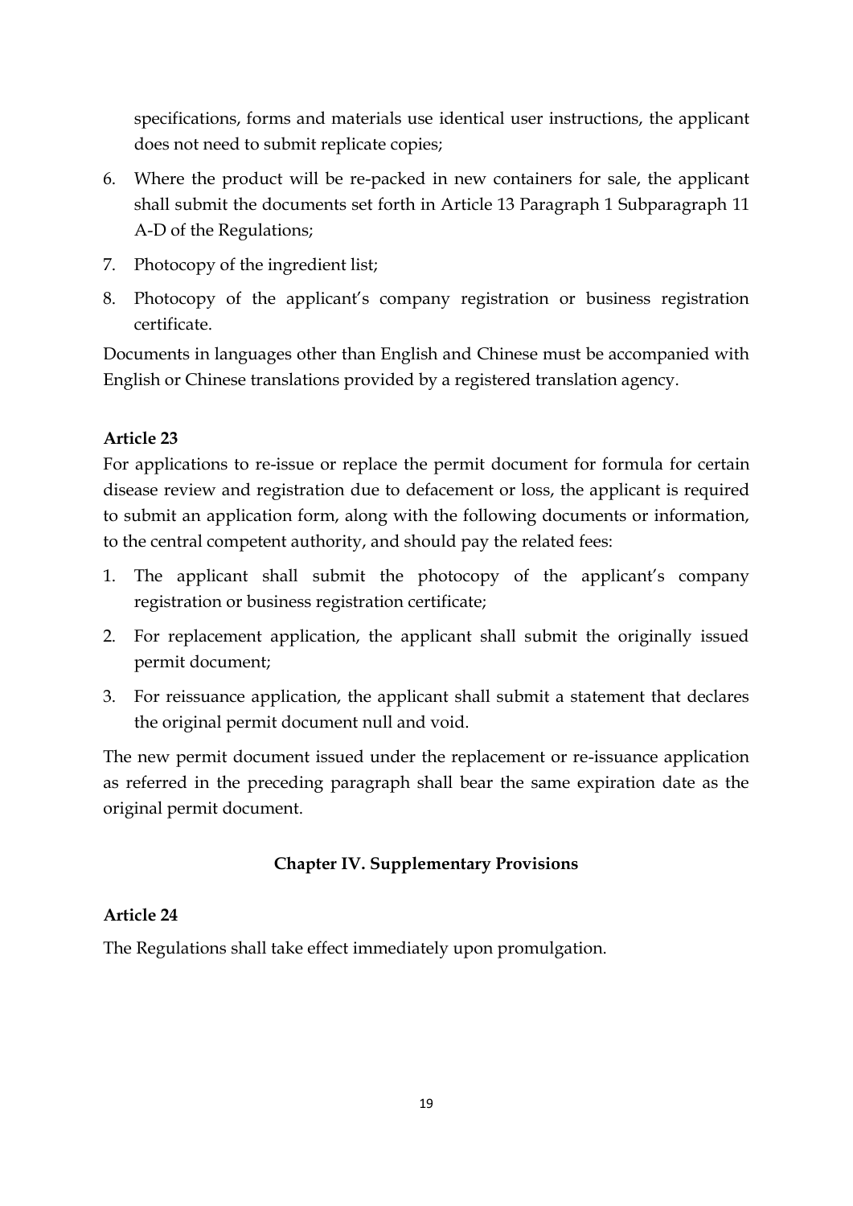specifications, forms and materials use identical user instructions, the applicant does not need to submit replicate copies;

6. Where the product will be re-packed in new containers for sale, the applicant shall submit the documents set forth in Article 13 Paragraph 1 Subparagraph 11 A-D of the Regulations;
7. Photocopy of the ingredient list;
8. Photocopy of the applicant's company registration or business registration certificate.

Documents in languages other than English and Chinese must be accompanied with English or Chinese translations provided by a registered translation agency.

**Article 23**

For applications to re-issue or replace the permit document for formula for certain disease review and registration due to defacement or loss, the applicant is required to submit an application form, along with the following documents or information, to the central competent authority, and should pay the related fees:

1. The applicant shall submit the photocopy of the applicant's company registration or business registration certificate;
2. For replacement application, the applicant shall submit the originally issued permit document;
3. For reissuance application, the applicant shall submit a statement that declares the original permit document null and void.

The new permit document issued under the replacement or re-issuance application as referred in the preceding paragraph shall bear the same expiration date as the original permit document.

## Chapter IV. Supplementary Provisions

**Article 24**

The Regulations shall take effect immediately upon promulgation.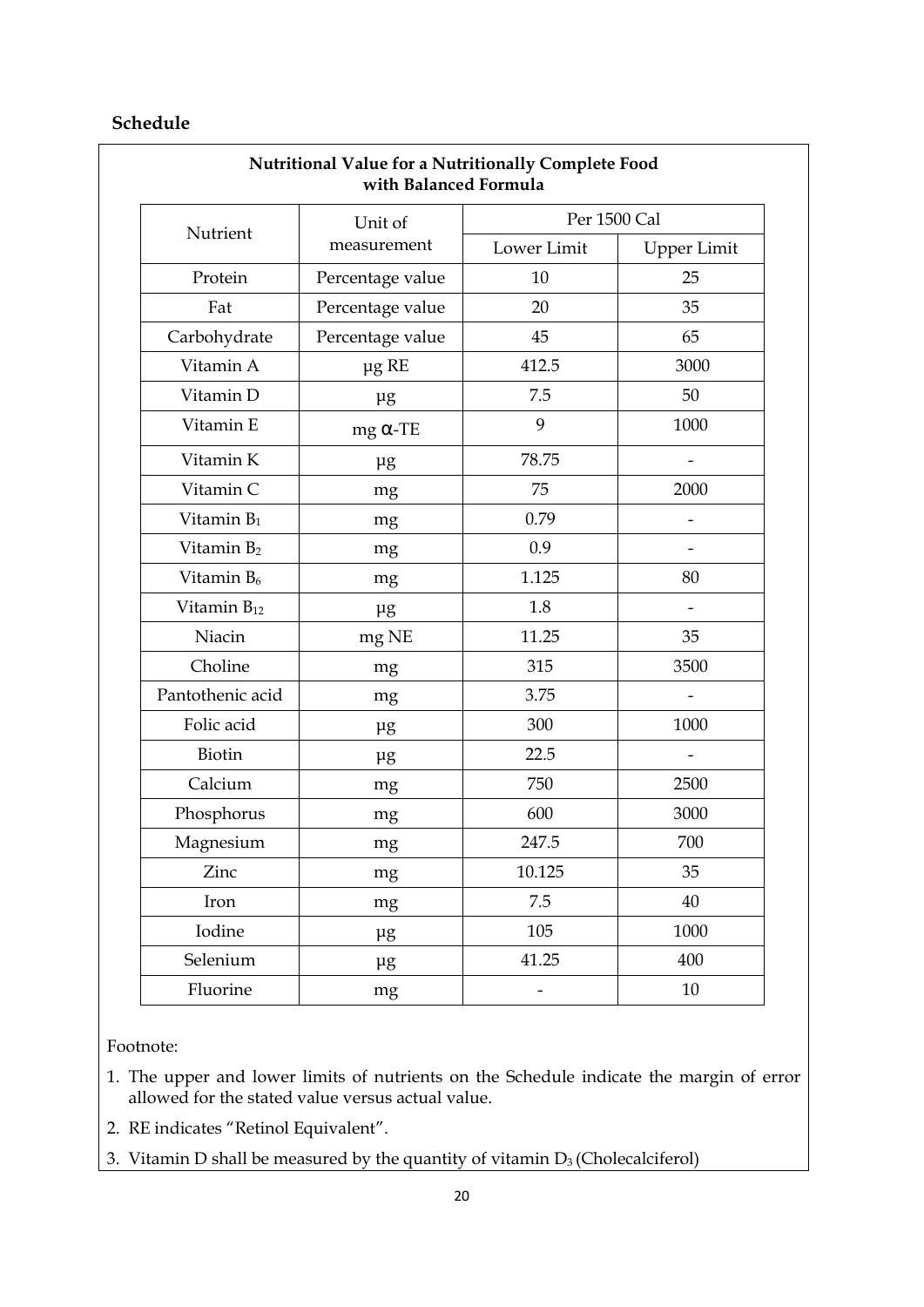## Schedule

**Nutritional Value for a Nutritionally Complete Food with Balanced Formula**

| Nutrient | Unit of measurement | Per 1500 Cal | |
|---|---|---|---|
| | | Lower Limit | Upper Limit |
| Protein | Percentage value | 10 | 25 |
| Fat | Percentage value | 20 | 35 |
| Carbohydrate | Percentage value | 45 | 65 |
| Vitamin A | μg RE | 412.5 | 3000 |
| Vitamin D | μg | 7.5 | 50 |
| Vitamin E | mg α-TE | 9 | 1000 |
| Vitamin K | μg | 78.75 | - |
| Vitamin C | mg | 75 | 2000 |
| Vitamin $B_1$ | mg | 0.79 | - |
| Vitamin $B_2$ | mg | 0.9 | - |
| Vitamin $B_6$ | mg | 1.125 | 80 |
| Vitamin $B_{12}$ | μg | 1.8 | - |
| Niacin | mg NE | 11.25 | 35 |
| Choline | mg | 315 | 3500 |
| Pantothenic acid | mg | 3.75 | - |
| Folic acid | μg | 300 | 1000 |
| Biotin | μg | 22.5 | - |
| Calcium | mg | 750 | 2500 |
| Phosphorus | mg | 600 | 3000 |
| Magnesium | mg | 247.5 | 700 |
| Zinc | mg | 10.125 | 35 |
| Iron | mg | 7.5 | 40 |
| Iodine | μg | 105 | 1000 |
| Selenium | μg | 41.25 | 400 |
| Fluorine | mg | - | 10 |

Footnote:

1. The upper and lower limits of nutrients on the Schedule indicate the margin of error allowed for the stated value versus actual value.
2. RE indicates "Retinol Equivalent".
3. Vitamin D shall be measured by the quantity of vitamin $D_3$ (Cholecalciferol)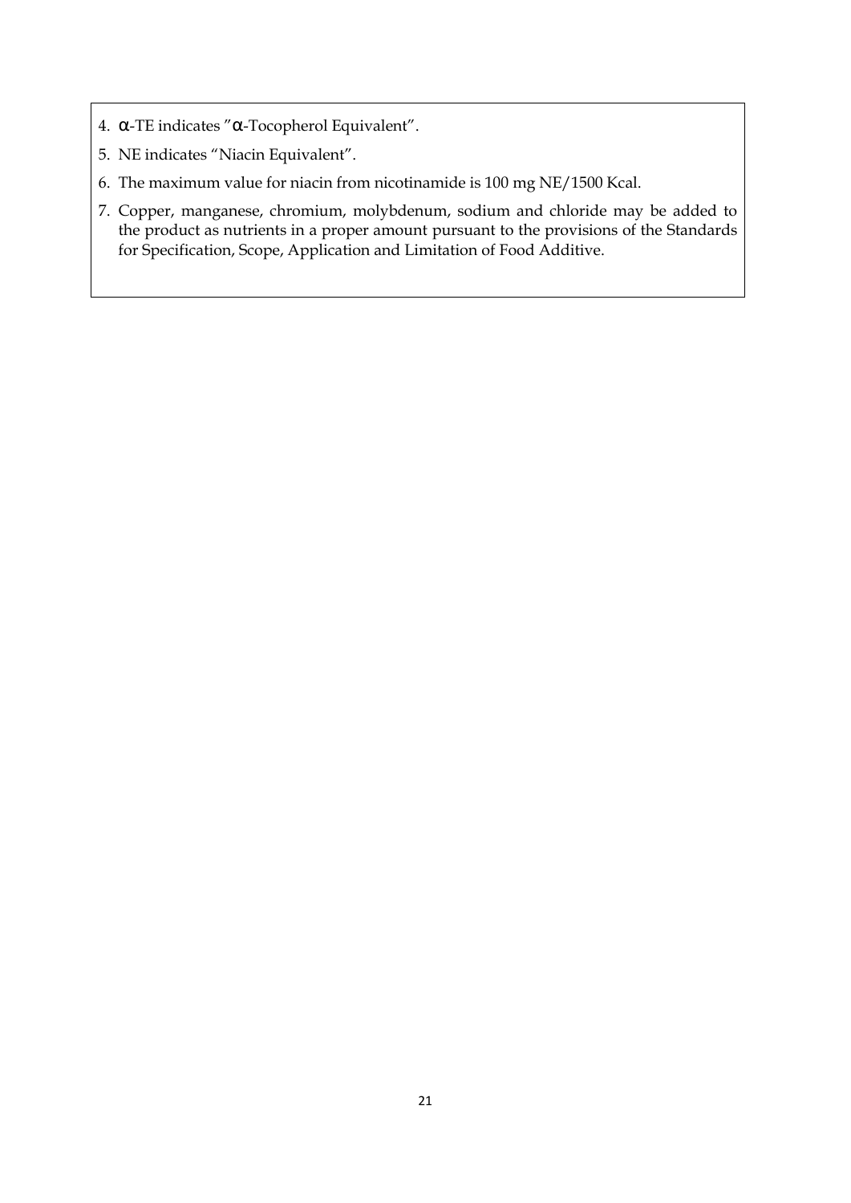4. α-TE indicates "α-Tocopherol Equivalent".
5. NE indicates "Niacin Equivalent".
6. The maximum value for niacin from nicotinamide is 100 mg NE/1500 Kcal.
7. Copper, manganese, chromium, molybdenum, sodium and chloride may be added to the product as nutrients in a proper amount pursuant to the provisions of the Standards for Specification, Scope, Application and Limitation of Food Additive.